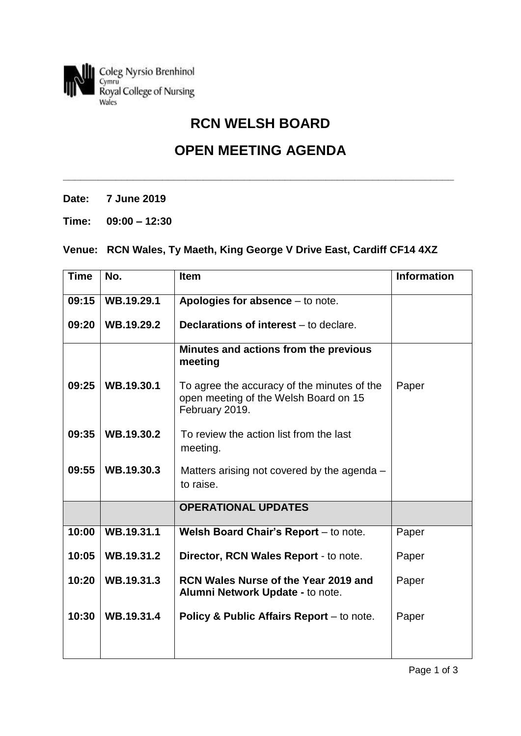Coleg Nyrsio Brenhinol Cymru
Royal College of Nursing Wales

# RCN WELSH BOARD

# OPEN MEETING AGENDA

---

**Date: 7 June 2019**

**Time: 09:00 – 12:30**

**Venue: RCN Wales, Ty Maeth, King George V Drive East, Cardiff CF14 4XZ**

| Time | No. | Item | Information |
|---|---|---|---|
| 09:15 | WB.19.29.1 | **Apologies for absence** – to note. | |
| 09:20 | WB.19.29.2 | **Declarations of interest** – to declare. | |
| | | **Minutes and actions from the previous meeting** | |
| 09:25 | WB.19.30.1 | To agree the accuracy of the minutes of the open meeting of the Welsh Board on 15 February 2019. | Paper |
| 09:35 | WB.19.30.2 | To review the action list from the last meeting. | |
| 09:55 | WB.19.30.3 | Matters arising not covered by the agenda – to raise. | |
| | | **OPERATIONAL UPDATES** | |
| 10:00 | WB.19.31.1 | **Welsh Board Chair's Report** – to note. | Paper |
| 10:05 | WB.19.31.2 | **Director, RCN Wales Report** - to note. | Paper |
| 10:20 | WB.19.31.3 | **RCN Wales Nurse of the Year 2019 and Alumni Network Update -** to note. | Paper |
| 10:30 | WB.19.31.4 | **Policy & Public Affairs Report** – to note. | Paper |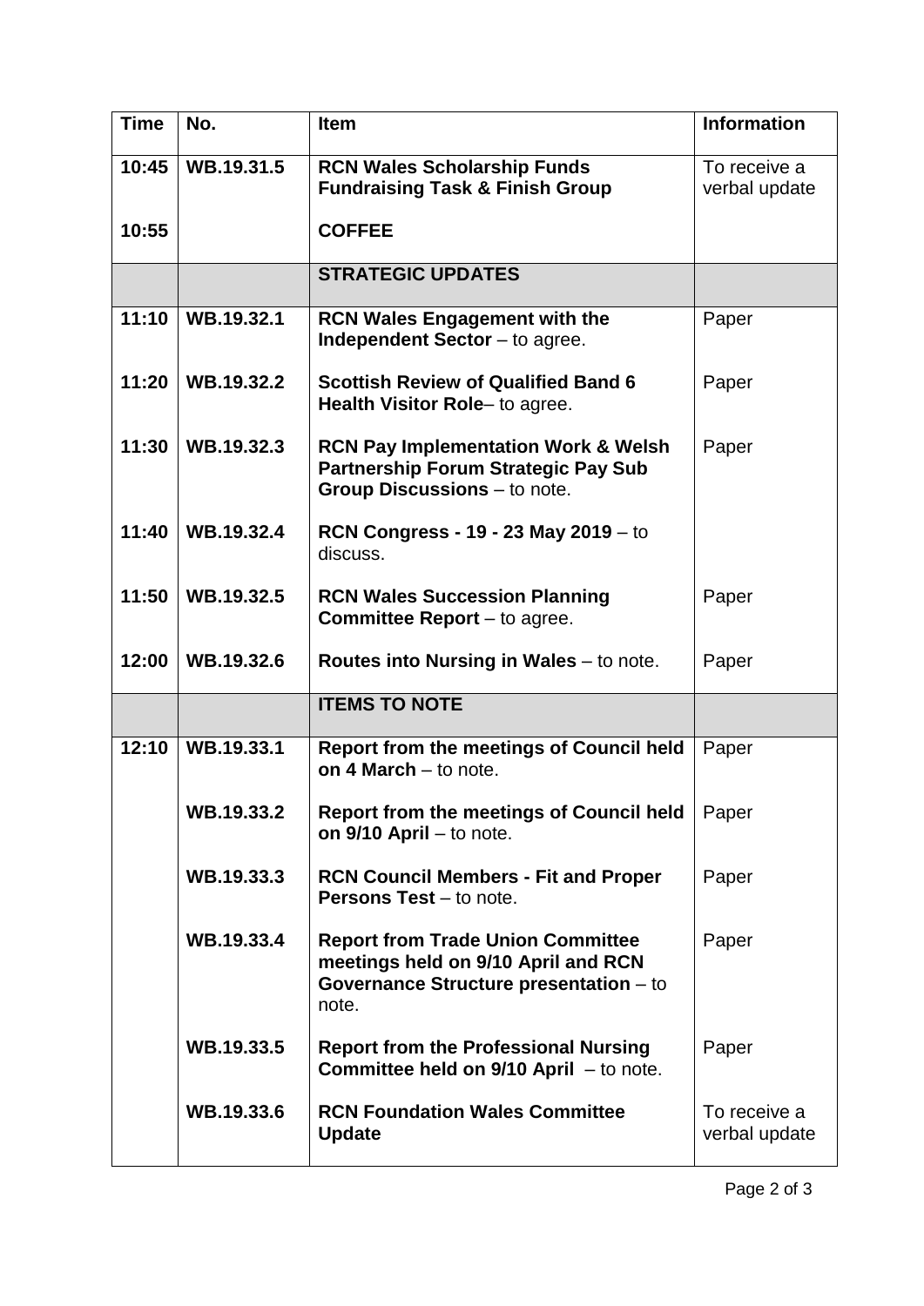| Time | No. | Item | Information |
|---|---|---|---|
| 10:45 | WB.19.31.5 | **RCN Wales Scholarship Funds Fundraising Task & Finish Group** | To receive a verbal update |
| 10:55 | | **COFFEE** | |
| | | **STRATEGIC UPDATES** | |
| 11:10 | WB.19.32.1 | **RCN Wales Engagement with the Independent Sector** – to agree. | Paper |
| 11:20 | WB.19.32.2 | **Scottish Review of Qualified Band 6 Health Visitor Role**– to agree. | Paper |
| 11:30 | WB.19.32.3 | **RCN Pay Implementation Work & Welsh Partnership Forum Strategic Pay Sub Group Discussions** – to note. | Paper |
| 11:40 | WB.19.32.4 | **RCN Congress - 19 - 23 May 2019** – to discuss. | |
| 11:50 | WB.19.32.5 | **RCN Wales Succession Planning Committee Report** – to agree. | Paper |
| 12:00 | WB.19.32.6 | **Routes into Nursing in Wales** – to note. | Paper |
| | | **ITEMS TO NOTE** | |
| 12:10 | WB.19.33.1 | **Report from the meetings of Council held on 4 March** – to note. | Paper |
| | WB.19.33.2 | **Report from the meetings of Council held on 9/10 April** – to note. | Paper |
| | WB.19.33.3 | **RCN Council Members - Fit and Proper Persons Test** – to note. | Paper |
| | WB.19.33.4 | **Report from Trade Union Committee meetings held on 9/10 April and RCN Governance Structure presentation** – to note. | Paper |
| | WB.19.33.5 | **Report from the Professional Nursing Committee held on 9/10 April** – to note. | Paper |
| | WB.19.33.6 | **RCN Foundation Wales Committee Update** | To receive a verbal update |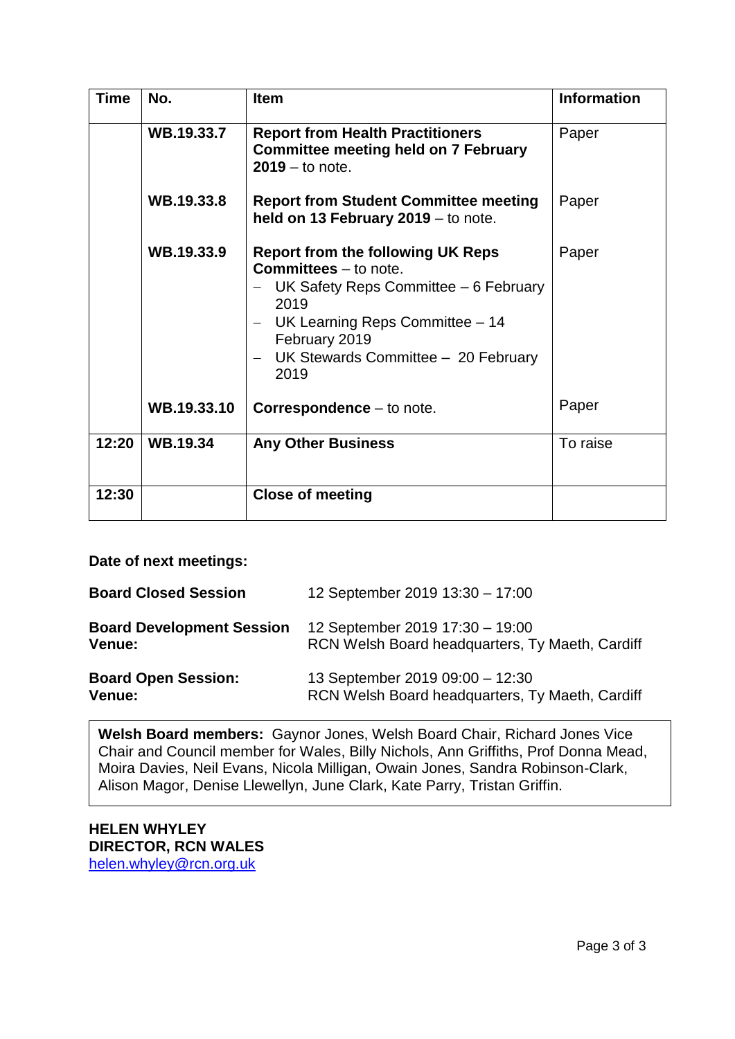| Time | No. | Item | Information |
|---|---|---|---|
| | WB.19.33.7 | **Report from Health Practitioners Committee meeting held on 7 February 2019** – to note. | Paper |
| | WB.19.33.8 | **Report from Student Committee meeting held on 13 February 2019** – to note. | Paper |
| | WB.19.33.9 | **Report from the following UK Reps Committees** – to note.<br>– UK Safety Reps Committee – 6 February 2019<br>– UK Learning Reps Committee – 14 February 2019<br>– UK Stewards Committee – 20 February 2019 | Paper |
| | WB.19.33.10 | **Correspondence** – to note. | Paper |
| 12:20 | WB.19.34 | **Any Other Business** | To raise |
| 12:30 | | **Close of meeting** | |

**Date of next meetings:**

**Board Closed Session** 12 September 2019 13:30 – 17:00

**Board Development Session** 12 September 2019 17:30 – 19:00
**Venue:** RCN Welsh Board headquarters, Ty Maeth, Cardiff

**Board Open Session:** 13 September 2019 09:00 – 12:30
**Venue:** RCN Welsh Board headquarters, Ty Maeth, Cardiff

**Welsh Board members:** Gaynor Jones, Welsh Board Chair, Richard Jones Vice Chair and Council member for Wales, Billy Nichols, Ann Griffiths, Prof Donna Mead, Moira Davies, Neil Evans, Nicola Milligan, Owain Jones, Sandra Robinson-Clark, Alison Magor, Denise Llewellyn, June Clark, Kate Parry, Tristan Griffin.

**HELEN WHYLEY**
**DIRECTOR, RCN WALES**
helen.whyley@rcn.org.uk